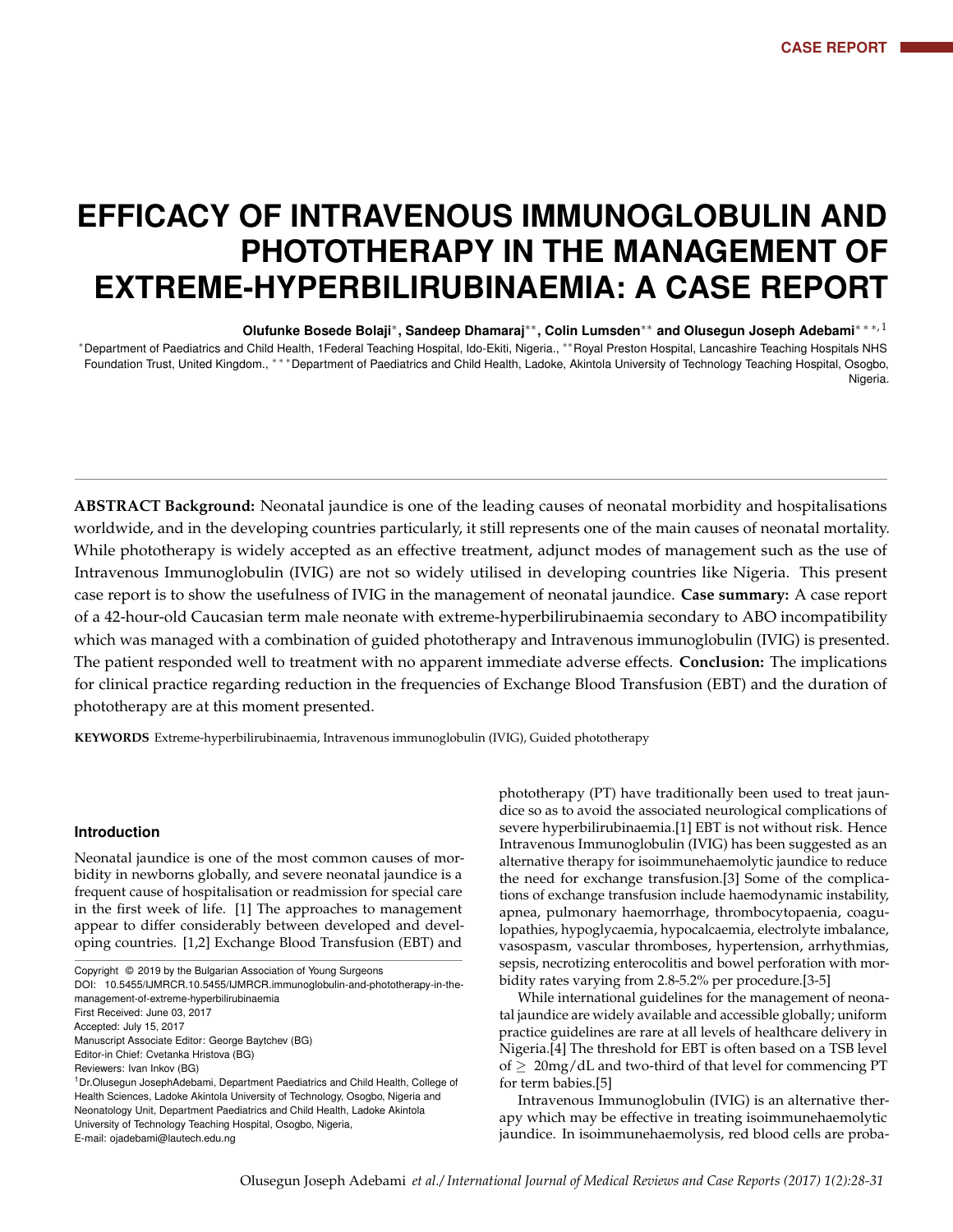# EFFICACY OF INTRAVENOUS IMMUNOGLOBULIN AND PHOTOTHERAPY IN THE MANAGEMENT OF EXTREME-HYPERBILIRUBINAEMIA: A CASE REPORT

**Olufunke Bosede Bolaji**[*], **Sandeep Dhamaraj**[**], **Colin Lumsden**[**] **and Olusegun Joseph Adebami**[***,1]

[*]Department of Paediatrics and Child Health, 1Federal Teaching Hospital, Ido-Ekiti, Nigeria., [**]Royal Preston Hospital, Lancashire Teaching Hospitals NHS Foundation Trust, United Kingdom., [***]Department of Paediatrics and Child Health, Ladoke, Akintola University of Technology Teaching Hospital, Osogbo, Nigeria.

**ABSTRACT Background:** Neonatal jaundice is one of the leading causes of neonatal morbidity and hospitalisations worldwide, and in the developing countries particularly, it still represents one of the main causes of neonatal mortality. While phototherapy is widely accepted as an effective treatment, adjunct modes of management such as the use of Intravenous Immunoglobulin (IVIG) are not so widely utilised in developing countries like Nigeria. This present case report is to show the usefulness of IVIG in the management of neonatal jaundice. **Case summary:** A case report of a 42-hour-old Caucasian term male neonate with extreme-hyperbilirubinaemia secondary to ABO incompatibility which was managed with a combination of guided phototherapy and Intravenous immunoglobulin (IVIG) is presented. The patient responded well to treatment with no apparent immediate adverse effects. **Conclusion:** The implications for clinical practice regarding reduction in the frequencies of Exchange Blood Transfusion (EBT) and the duration of phototherapy are at this moment presented.

**KEYWORDS** Extreme-hyperbilirubinaemia, Intravenous immunoglobulin (IVIG), Guided phototherapy

## Introduction

Neonatal jaundice is one of the most common causes of morbidity in newborns globally, and severe neonatal jaundice is a frequent cause of hospitalisation or readmission for special care in the first week of life. [1] The approaches to management appear to differ considerably between developed and developing countries. [1,2] Exchange Blood Transfusion (EBT) and phototherapy (PT) have traditionally been used to treat jaundice so as to avoid the associated neurological complications of severe hyperbilirubinaemia.[1] EBT is not without risk. Hence Intravenous Immunoglobulin (IVIG) has been suggested as an alternative therapy for isoimmunehaemolytic jaundice to reduce the need for exchange transfusion.[3] Some of the complications of exchange transfusion include haemodynamic instability, apnea, pulmonary haemorrhage, thrombocytopaenia, coagulopathies, hypoglycaemia, hypocalcaemia, electrolyte imbalance, vasospasm, vascular thromboses, hypertension, arrhythmias, sepsis, necrotizing enterocolitis and bowel perforation with morbidity rates varying from 2.8-5.2% per procedure.[3-5]

While international guidelines for the management of neonatal jaundice are widely available and accessible globally; uniform practice guidelines are rare at all levels of healthcare delivery in Nigeria.[4] The threshold for EBT is often based on a TSB level of $\geq$ 20mg/dL and two-third of that level for commencing PT for term babies.[5]

Intravenous Immunoglobulin (IVIG) is an alternative therapy which may be effective in treating isoimmunehaemolytic jaundice. In isoimmunehaemolysis, red blood cells are proba-

Copyright © 2019 by the Bulgarian Association of Young Surgeons
DOI: 10.5455/IJMRCR.10.5455/IJMRCR.immunoglobulin-and-phototherapy-in-the-management-of-extreme-hyperbilirubinaemia
First Received: June 03, 2017
Accepted: July 15, 2017
Manuscript Associate Editor: George Baytchev (BG)
Editor-in Chief: Cvetanka Hristova (BG)
Reviewers: Ivan Inkov (BG)
[1]Dr.Olusegun JosephAdebami, Department Paediatrics and Child Health, College of Health Sciences, Ladoke Akintola University of Technology, Osogbo, Nigeria and Neonatology Unit, Department Paediatrics and Child Health, Ladoke Akintola University of Technology Teaching Hospital, Osogbo, Nigeria,
E-mail: ojadebami@lautech.edu.ng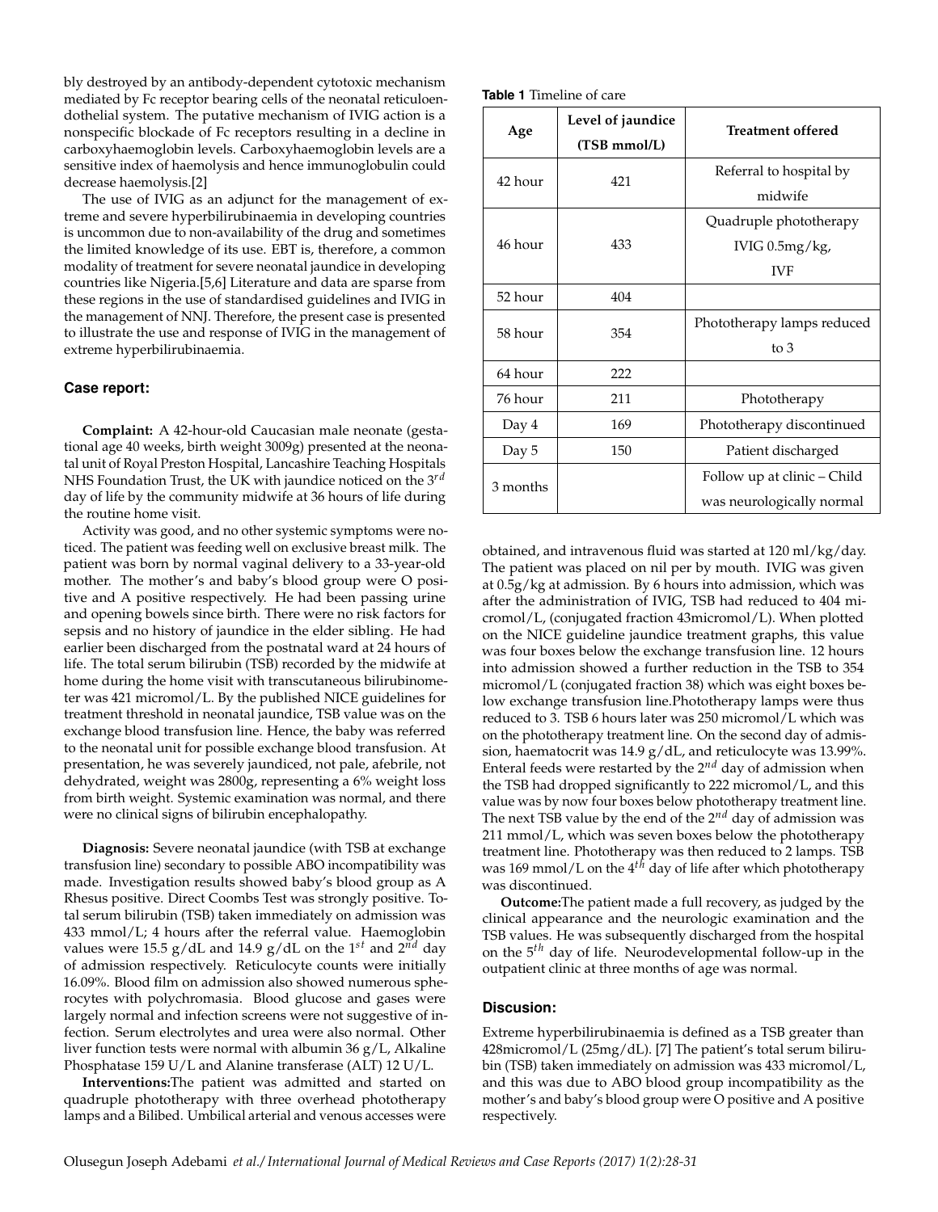bly destroyed by an antibody-dependent cytotoxic mechanism mediated by Fc receptor bearing cells of the neonatal reticuloendothelial system. The putative mechanism of IVIG action is a nonspecific blockade of Fc receptors resulting in a decline in carboxyhaemoglobin levels. Carboxyhaemoglobin levels are a sensitive index of haemolysis and hence immunoglobulin could decrease haemolysis.[2]

The use of IVIG as an adjunct for the management of extreme and severe hyperbilirubinaemia in developing countries is uncommon due to non-availability of the drug and sometimes the limited knowledge of its use. EBT is, therefore, a common modality of treatment for severe neonatal jaundice in developing countries like Nigeria.[5,6] Literature and data are sparse from these regions in the use of standardised guidelines and IVIG in the management of NNJ. Therefore, the present case is presented to illustrate the use and response of IVIG in the management of extreme hyperbilirubinaemia.

## Case report:

**Complaint:** A 42-hour-old Caucasian male neonate (gestational age 40 weeks, birth weight 3009g) presented at the neonatal unit of Royal Preston Hospital, Lancashire Teaching Hospitals NHS Foundation Trust, the UK with jaundice noticed on the $3^{rd}$ day of life by the community midwife at 36 hours of life during the routine home visit.

Activity was good, and no other systemic symptoms were noticed. The patient was feeding well on exclusive breast milk. The patient was born by normal vaginal delivery to a 33-year-old mother. The mother's and baby's blood group were O positive and A positive respectively. He had been passing urine and opening bowels since birth. There were no risk factors for sepsis and no history of jaundice in the elder sibling. He had earlier been discharged from the postnatal ward at 24 hours of life. The total serum bilirubin (TSB) recorded by the midwife at home during the home visit with transcutaneous bilirubinometer was 421 micromol/L. By the published NICE guidelines for treatment threshold in neonatal jaundice, TSB value was on the exchange blood transfusion line. Hence, the baby was referred to the neonatal unit for possible exchange blood transfusion. At presentation, he was severely jaundiced, not pale, afebrile, not dehydrated, weight was 2800g, representing a 6% weight loss from birth weight. Systemic examination was normal, and there were no clinical signs of bilirubin encephalopathy.

**Diagnosis:** Severe neonatal jaundice (with TSB at exchange transfusion line) secondary to possible ABO incompatibility was made. Investigation results showed baby's blood group as A Rhesus positive. Direct Coombs Test was strongly positive. Total serum bilirubin (TSB) taken immediately on admission was 433 mmol/L; 4 hours after the referral value. Haemoglobin values were 15.5 g/dL and 14.9 g/dL on the $1^{st}$ and $2^{nd}$ day of admission respectively. Reticulocyte counts were initially 16.09%. Blood film on admission also showed numerous spherocytes with polychromasia. Blood glucose and gases were largely normal and infection screens were not suggestive of infection. Serum electrolytes and urea were also normal. Other liver function tests were normal with albumin 36 g/L, Alkaline Phosphatase 159 U/L and Alanine transferase (ALT) 12 U/L.

**Interventions:**The patient was admitted and started on quadruple phototherapy with three overhead phototherapy lamps and a Bilibed. Umbilical arterial and venous accesses were obtained, and intravenous fluid was started at 120 ml/kg/day. The patient was placed on nil per by mouth. IVIG was given at 0.5g/kg at admission. By 6 hours into admission, which was after the administration of IVIG, TSB had reduced to 404 micromol/L, (conjugated fraction 43micromol/L). When plotted on the NICE guideline jaundice treatment graphs, this value was four boxes below the exchange transfusion line. 12 hours into admission showed a further reduction in the TSB to 354 micromol/L (conjugated fraction 38) which was eight boxes below exchange transfusion line.Phototherapy lamps were thus reduced to 3. TSB 6 hours later was 250 micromol/L which was on the phototherapy treatment line. On the second day of admission, haematocrit was 14.9 g/dL, and reticulocyte was 13.99%. Enteral feeds were restarted by the $2^{nd}$ day of admission when the TSB had dropped significantly to 222 micromol/L, and this value was by now four boxes below phototherapy treatment line. The next TSB value by the end of the $2^{nd}$ day of admission was 211 mmol/L, which was seven boxes below the phototherapy treatment line. Phototherapy was then reduced to 2 lamps. TSB was 169 mmol/L on the $4^{th}$ day of life after which phototherapy was discontinued.

**Outcome:**The patient made a full recovery, as judged by the clinical appearance and the neurologic examination and the TSB values. He was subsequently discharged from the hospital on the $5^{th}$ day of life. Neurodevelopmental follow-up in the outpatient clinic at three months of age was normal.

**Table 1** Timeline of care

| Age | Level of jaundice (TSB mmol/L) | Treatment offered |
|---|---|---|
| 42 hour | 421 | Referral to hospital by midwife |
| 46 hour | 433 | Quadruple phototherapy IVIG 0.5mg/kg, IVF |
| 52 hour | 404 | |
| 58 hour | 354 | Phototherapy lamps reduced to 3 |
| 64 hour | 222 | |
| 76 hour | 211 | Phototherapy |
| Day 4 | 169 | Phototherapy discontinued |
| Day 5 | 150 | Patient discharged |
| 3 months | | Follow up at clinic – Child was neurologically normal |

## Discusion:

Extreme hyperbilirubinaemia is defined as a TSB greater than 428micromol/L (25mg/dL). [7] The patient's total serum bilirubin (TSB) taken immediately on admission was 433 micromol/L, and this was due to ABO blood group incompatibility as the mother's and baby's blood group were O positive and A positive respectively.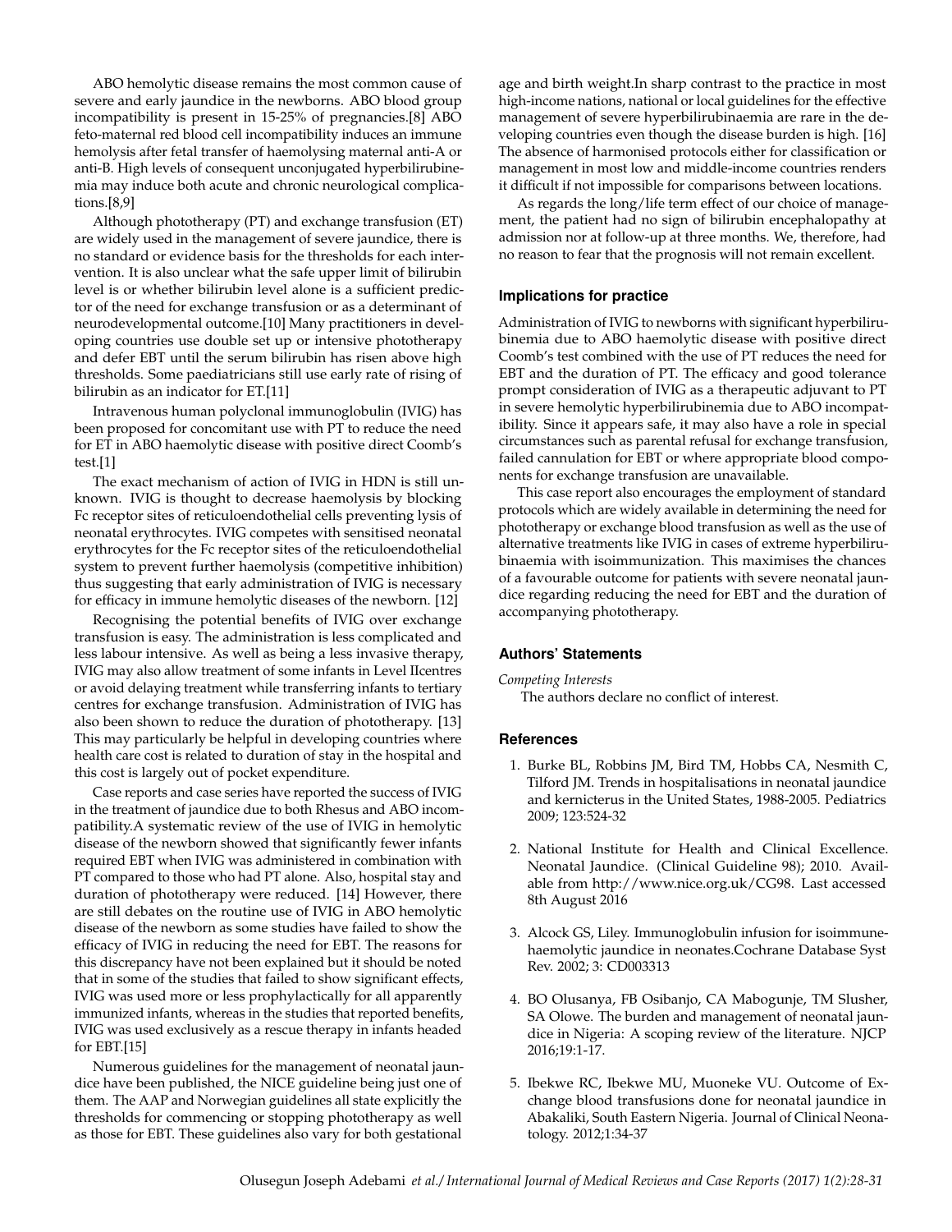ABO hemolytic disease remains the most common cause of severe and early jaundice in the newborns. ABO blood group incompatibility is present in 15-25% of pregnancies.[8] ABO feto-maternal red blood cell incompatibility induces an immune hemolysis after fetal transfer of haemolysing maternal anti-A or anti-B. High levels of consequent unconjugated hyperbilirubinemia may induce both acute and chronic neurological complications.[8,9]

Although phototherapy (PT) and exchange transfusion (ET) are widely used in the management of severe jaundice, there is no standard or evidence basis for the thresholds for each intervention. It is also unclear what the safe upper limit of bilirubin level is or whether bilirubin level alone is a sufficient predictor of the need for exchange transfusion or as a determinant of neurodevelopmental outcome.[10] Many practitioners in developing countries use double set up or intensive phototherapy and defer EBT until the serum bilirubin has risen above high thresholds. Some paediatricians still use early rate of rising of bilirubin as an indicator for ET.[11]

Intravenous human polyclonal immunoglobulin (IVIG) has been proposed for concomitant use with PT to reduce the need for ET in ABO haemolytic disease with positive direct Coomb's test.[1]

The exact mechanism of action of IVIG in HDN is still unknown. IVIG is thought to decrease haemolysis by blocking Fc receptor sites of reticuloendothelial cells preventing lysis of neonatal erythrocytes. IVIG competes with sensitised neonatal erythrocytes for the Fc receptor sites of the reticuloendothelial system to prevent further haemolysis (competitive inhibition) thus suggesting that early administration of IVIG is necessary for efficacy in immune hemolytic diseases of the newborn. [12]

Recognising the potential benefits of IVIG over exchange transfusion is easy. The administration is less complicated and less labour intensive. As well as being a less invasive therapy, IVIG may also allow treatment of some infants in Level IIcentres or avoid delaying treatment while transferring infants to tertiary centres for exchange transfusion. Administration of IVIG has also been shown to reduce the duration of phototherapy. [13] This may particularly be helpful in developing countries where health care cost is related to duration of stay in the hospital and this cost is largely out of pocket expenditure.

Case reports and case series have reported the success of IVIG in the treatment of jaundice due to both Rhesus and ABO incompatibility.A systematic review of the use of IVIG in hemolytic disease of the newborn showed that significantly fewer infants required EBT when IVIG was administered in combination with PT compared to those who had PT alone. Also, hospital stay and duration of phototherapy were reduced. [14] However, there are still debates on the routine use of IVIG in ABO hemolytic disease of the newborn as some studies have failed to show the efficacy of IVIG in reducing the need for EBT. The reasons for this discrepancy have not been explained but it should be noted that in some of the studies that failed to show significant effects, IVIG was used more or less prophylactically for all apparently immunized infants, whereas in the studies that reported benefits, IVIG was used exclusively as a rescue therapy in infants headed for EBT.[15]

Numerous guidelines for the management of neonatal jaundice have been published, the NICE guideline being just one of them. The AAP and Norwegian guidelines all state explicitly the thresholds for commencing or stopping phototherapy as well as those for EBT. These guidelines also vary for both gestational age and birth weight.In sharp contrast to the practice in most high-income nations, national or local guidelines for the effective management of severe hyperbilirubinaemia are rare in the developing countries even though the disease burden is high. [16] The absence of harmonised protocols either for classification or management in most low and middle-income countries renders it difficult if not impossible for comparisons between locations.

As regards the long/life term effect of our choice of management, the patient had no sign of bilirubin encephalopathy at admission nor at follow-up at three months. We, therefore, had no reason to fear that the prognosis will not remain excellent.

## Implications for practice

Administration of IVIG to newborns with significant hyperbilirubinemia due to ABO haemolytic disease with positive direct Coomb's test combined with the use of PT reduces the need for EBT and the duration of PT. The efficacy and good tolerance prompt consideration of IVIG as a therapeutic adjuvant to PT in severe hemolytic hyperbilirubinemia due to ABO incompatibility. Since it appears safe, it may also have a role in special circumstances such as parental refusal for exchange transfusion, failed cannulation for EBT or where appropriate blood components for exchange transfusion are unavailable.

This case report also encourages the employment of standard protocols which are widely available in determining the need for phototherapy or exchange blood transfusion as well as the use of alternative treatments like IVIG in cases of extreme hyperbilirubinaemia with isoimmunization. This maximises the chances of a favourable outcome for patients with severe neonatal jaundice regarding reducing the need for EBT and the duration of accompanying phototherapy.

## Authors' Statements

*Competing Interests*

The authors declare no conflict of interest.

## References

1. Burke BL, Robbins JM, Bird TM, Hobbs CA, Nesmith C, Tilford JM. Trends in hospitalisations in neonatal jaundice and kernicterus in the United States, 1988-2005. Pediatrics 2009; 123:524-32

2. National Institute for Health and Clinical Excellence. Neonatal Jaundice. (Clinical Guideline 98); 2010. Available from http://www.nice.org.uk/CG98. Last accessed 8th August 2016

3. Alcock GS, Liley. Immunoglobulin infusion for isoimmune-haemolytic jaundice in neonates.Cochrane Database Syst Rev. 2002; 3: CD003313

4. BO Olusanya, FB Osibanjo, CA Mabogunje, TM Slusher, SA Olowe. The burden and management of neonatal jaundice in Nigeria: A scoping review of the literature. NJCP 2016;19:1-17.

5. Ibekwe RC, Ibekwe MU, Muoneke VU. Outcome of Exchange blood transfusions done for neonatal jaundice in Abakaliki, South Eastern Nigeria. Journal of Clinical Neonatology. 2012;1:34-37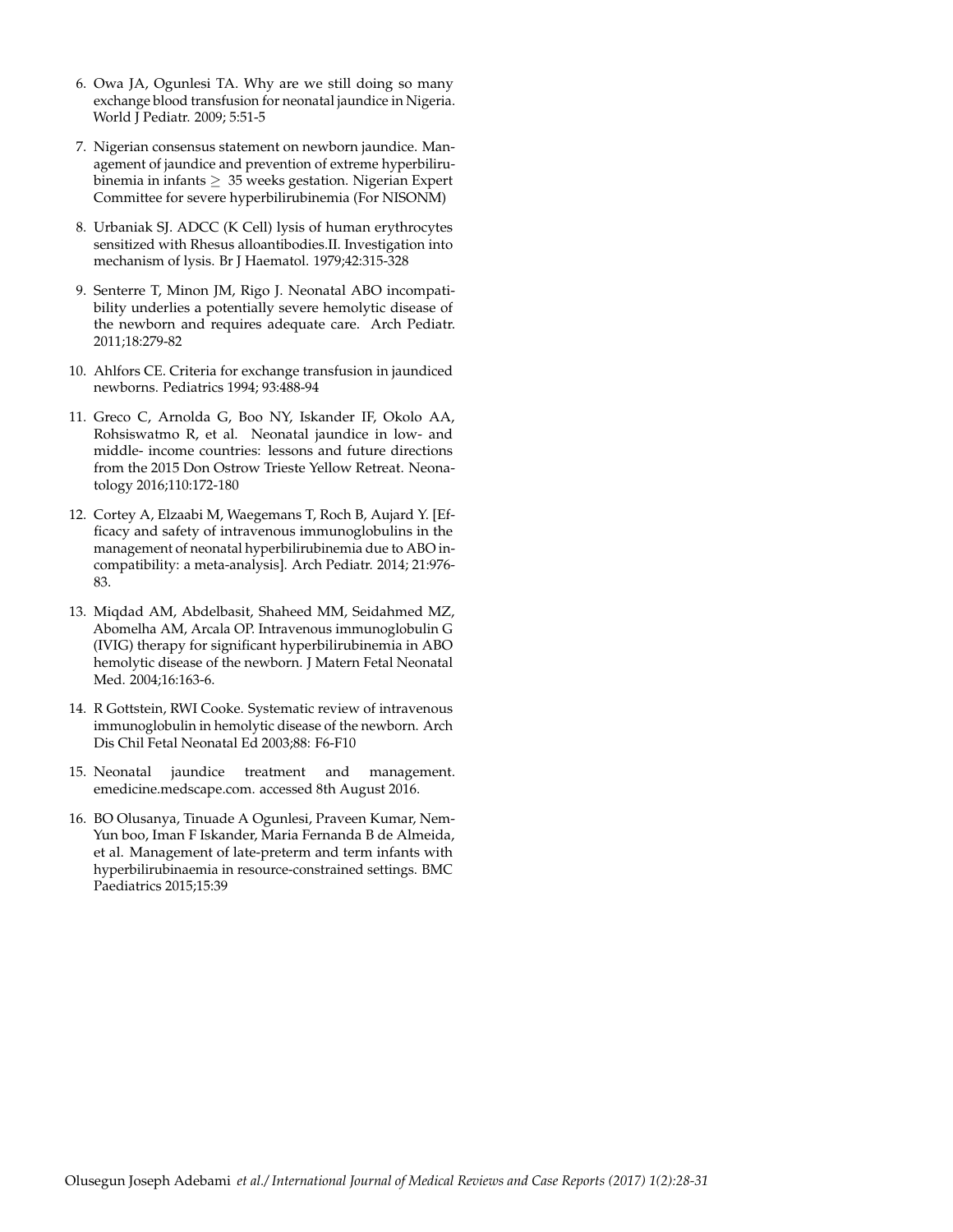6. Owa JA, Ogunlesi TA. Why are we still doing so many exchange blood transfusion for neonatal jaundice in Nigeria. World J Pediatr. 2009; 5:51-5

7. Nigerian consensus statement on newborn jaundice. Management of jaundice and prevention of extreme hyperbilirubinemia in infants $\geq$ 35 weeks gestation. Nigerian Expert Committee for severe hyperbilirubinemia (For NISONM)

8. Urbaniak SJ. ADCC (K Cell) lysis of human erythrocytes sensitized with Rhesus alloantibodies.II. Investigation into mechanism of lysis. Br J Haematol. 1979;42:315-328

9. Senterre T, Minon JM, Rigo J. Neonatal ABO incompatibility underlies a potentially severe hemolytic disease of the newborn and requires adequate care. Arch Pediatr. 2011;18:279-82

10. Ahlfors CE. Criteria for exchange transfusion in jaundiced newborns. Pediatrics 1994; 93:488-94

11. Greco C, Arnolda G, Boo NY, Iskander IF, Okolo AA, Rohsiswatmo R, et al. Neonatal jaundice in low- and middle- income countries: lessons and future directions from the 2015 Don Ostrow Trieste Yellow Retreat. Neonatology 2016;110:172-180

12. Cortey A, Elzaabi M, Waegemans T, Roch B, Aujard Y. [Efficacy and safety of intravenous immunoglobulins in the management of neonatal hyperbilirubinemia due to ABO incompatibility: a meta-analysis]. Arch Pediatr. 2014; 21:976-83.

13. Miqdad AM, Abdelbasit, Shaheed MM, Seidahmed MZ, Abomelha AM, Arcala OP. Intravenous immunoglobulin G (IVIG) therapy for significant hyperbilirubinemia in ABO hemolytic disease of the newborn. J Matern Fetal Neonatal Med. 2004;16:163-6.

14. R Gottstein, RWI Cooke. Systematic review of intravenous immunoglobulin in hemolytic disease of the newborn. Arch Dis Chil Fetal Neonatal Ed 2003;88: F6-F10

15. Neonatal jaundice treatment and management. emedicine.medscape.com. accessed 8th August 2016.

16. BO Olusanya, Tinuade A Ogunlesi, Praveen Kumar, Nem-Yun boo, Iman F Iskander, Maria Fernanda B de Almeida, et al. Management of late-preterm and term infants with hyperbilirubinaemia in resource-constrained settings. BMC Paediatrics 2015;15:39